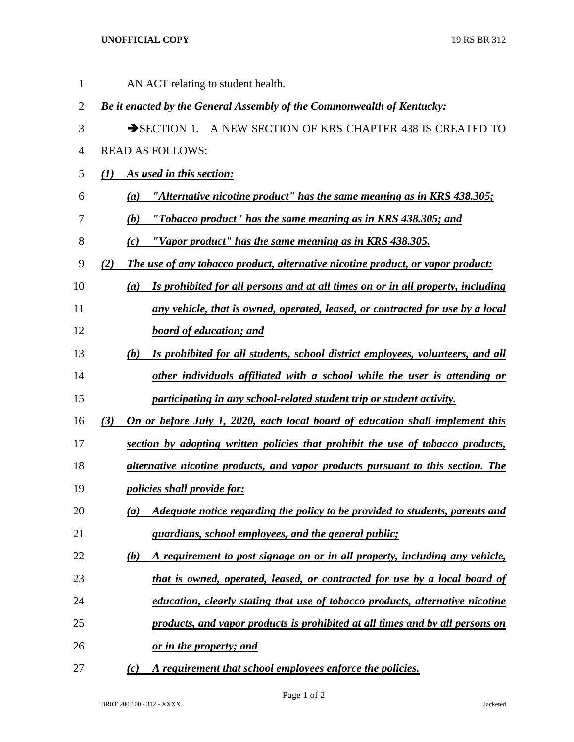AN ACT relating to student health.

***Be it enacted by the General Assembly of the Commonwealth of Kentucky:***

→SECTION 1. A NEW SECTION OF KRS CHAPTER 438 IS CREATED TO READ AS FOLLOWS:

***<u>(1) As used in this section:</u>***

***<u>(a) "Alternative nicotine product" has the same meaning as in KRS 438.305;</u>***

***<u>(b) "Tobacco product" has the same meaning as in KRS 438.305; and</u>***

***<u>(c) "Vapor product" has the same meaning as in KRS 438.305.</u>***

***<u>(2) The use of any tobacco product, alternative nicotine product, or vapor product:</u>***

***<u>(a) Is prohibited for all persons and at all times on or in all property, including any vehicle, that is owned, operated, leased, or contracted for use by a local board of education; and</u>***

***<u>(b) Is prohibited for all students, school district employees, volunteers, and all other individuals affiliated with a school while the user is attending or participating in any school-related student trip or student activity.</u>***

***<u>(3) On or before July 1, 2020, each local board of education shall implement this section by adopting written policies that prohibit the use of tobacco products, alternative nicotine products, and vapor products pursuant to this section. The policies shall provide for:</u>***

***<u>(a) Adequate notice regarding the policy to be provided to students, parents and guardians, school employees, and the general public;</u>***

***<u>(b) A requirement to post signage on or in all property, including any vehicle, that is owned, operated, leased, or contracted for use by a local board of education, clearly stating that use of tobacco products, alternative nicotine products, and vapor products is prohibited at all times and by all persons on or in the property; and</u>***

***<u>(c) A requirement that school employees enforce the policies.</u>***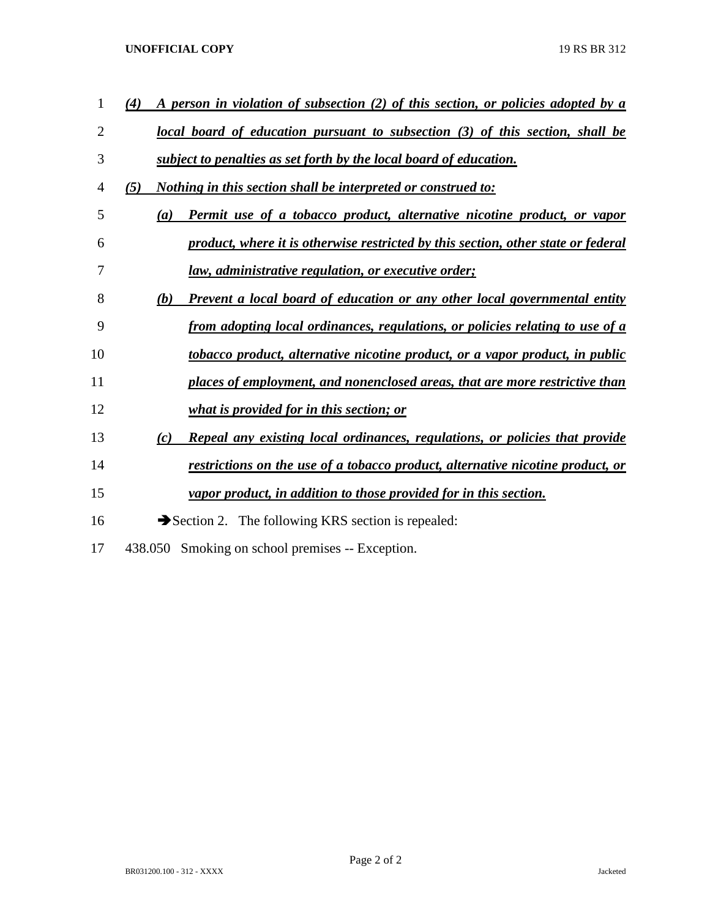(4) *A person in violation of subsection (2) of this section, or policies adopted by a local board of education pursuant to subsection (3) of this section, shall be subject to penalties as set forth by the local board of education.*

(5) *Nothing in this section shall be interpreted or construed to:*

(a) *Permit use of a tobacco product, alternative nicotine product, or vapor product, where it is otherwise restricted by this section, other state or federal law, administrative regulation, or executive order;*

(b) *Prevent a local board of education or any other local governmental entity from adopting local ordinances, regulations, or policies relating to use of a tobacco product, alternative nicotine product, or a vapor product, in public places of employment, and nonenclosed areas, that are more restrictive than what is provided for in this section; or*

(c) *Repeal any existing local ordinances, regulations, or policies that provide restrictions on the use of a tobacco product, alternative nicotine product, or vapor product, in addition to those provided for in this section.*

➔Section 2. The following KRS section is repealed:

438.050 Smoking on school premises -- Exception.